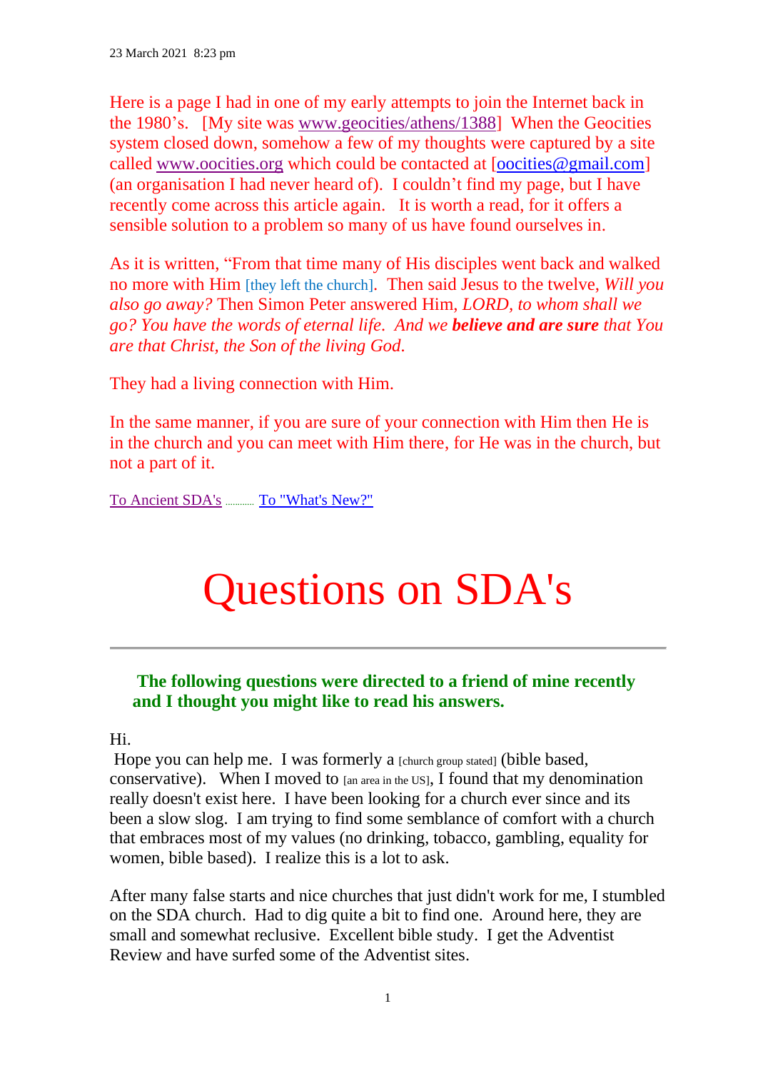23 March 2021 8:23 pm

Here is a page I had in one of my early attempts to join the Internet back in the 1980's. [My site was www.geocities/athens/1388] When the Geocities system closed down, somehow a few of my thoughts were captured by a site called www.oocities.org which could be contacted at [oocities@gmail.com] (an organisation I had never heard of). I couldn't find my page, but I have recently come across this article again. It is worth a read, for it offers a sensible solution to a problem so many of us have found ourselves in.

As it is written, "From that time many of His disciples went back and walked no more with Him [they left the church]. Then said Jesus to the twelve, *Will you also go away?* Then Simon Peter answered Him, *LORD, to whom shall we go? You have the words of eternal life. And we* ***believe and are sure*** *that You are that Christ, the Son of the living God.*

They had a living connection with Him.

In the same manner, if you are sure of your connection with Him then He is in the church and you can meet with Him there, for He was in the church, but not a part of it.

To Ancient SDA's ........... To "What's New?"

# Questions on SDA's

---

**The following questions were directed to a friend of mine recently and I thought you might like to read his answers.**

Hi.
Hope you can help me. I was formerly a [church group stated] (bible based, conservative). When I moved to [an area in the US], I found that my denomination really doesn't exist here. I have been looking for a church ever since and its been a slow slog. I am trying to find some semblance of comfort with a church that embraces most of my values (no drinking, tobacco, gambling, equality for women, bible based). I realize this is a lot to ask.

After many false starts and nice churches that just didn't work for me, I stumbled on the SDA church. Had to dig quite a bit to find one. Around here, they are small and somewhat reclusive. Excellent bible study. I get the Adventist Review and have surfed some of the Adventist sites.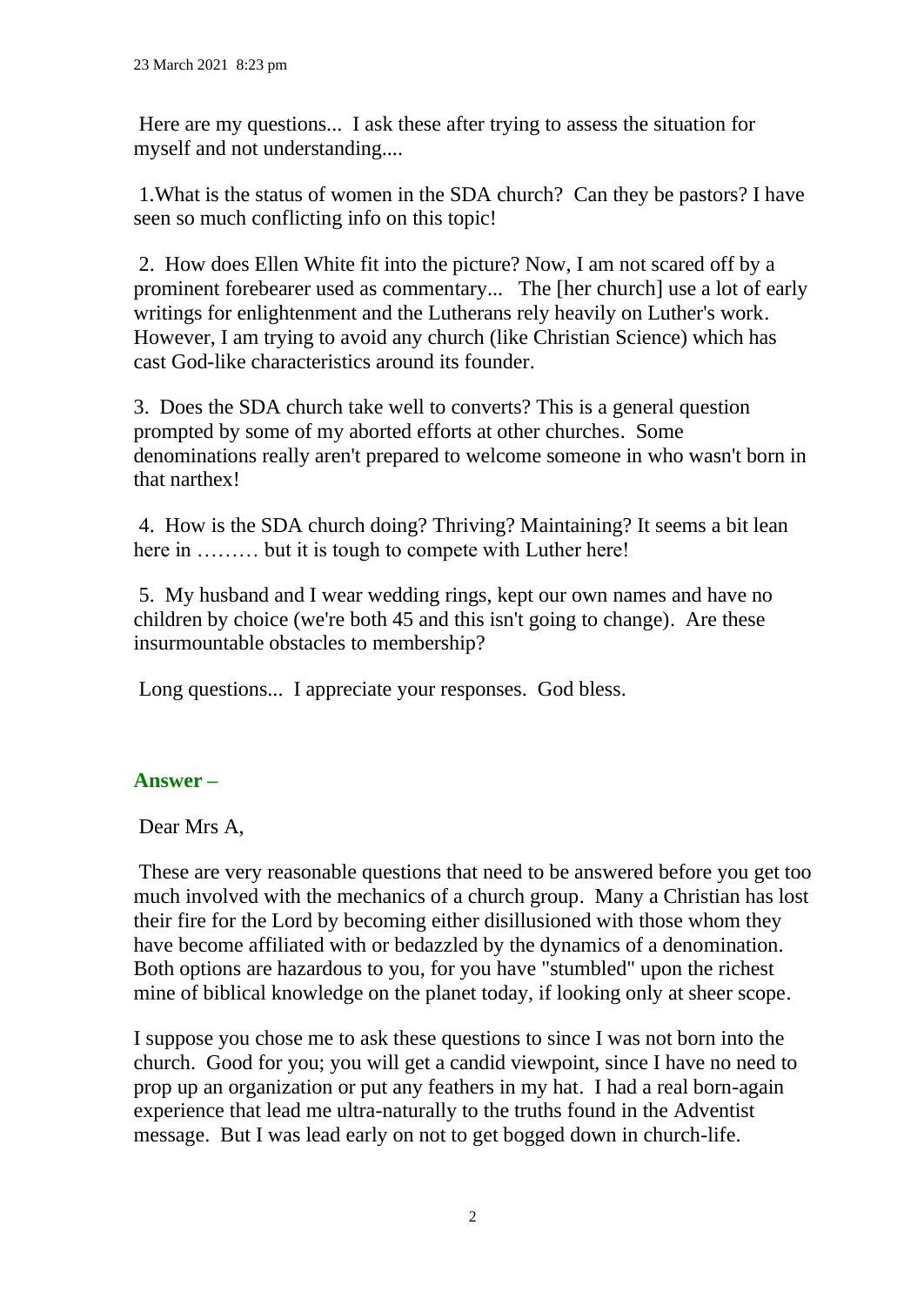23 March 2021 8:23 pm

Here are my questions... I ask these after trying to assess the situation for myself and not understanding....

1.What is the status of women in the SDA church? Can they be pastors? I have seen so much conflicting info on this topic!

2. How does Ellen White fit into the picture? Now, I am not scared off by a prominent forebearer used as commentary... The [her church] use a lot of early writings for enlightenment and the Lutherans rely heavily on Luther's work. However, I am trying to avoid any church (like Christian Science) which has cast God-like characteristics around its founder.

3. Does the SDA church take well to converts? This is a general question prompted by some of my aborted efforts at other churches. Some denominations really aren't prepared to welcome someone in who wasn't born in that narthex!

4. How is the SDA church doing? Thriving? Maintaining? It seems a bit lean here in ……… but it is tough to compete with Luther here!

5. My husband and I wear wedding rings, kept our own names and have no children by choice (we're both 45 and this isn't going to change). Are these insurmountable obstacles to membership?

Long questions... I appreciate your responses. God bless.

## Answer –

Dear Mrs A,

These are very reasonable questions that need to be answered before you get too much involved with the mechanics of a church group. Many a Christian has lost their fire for the Lord by becoming either disillusioned with those whom they have become affiliated with or bedazzled by the dynamics of a denomination. Both options are hazardous to you, for you have "stumbled" upon the richest mine of biblical knowledge on the planet today, if looking only at sheer scope.

I suppose you chose me to ask these questions to since I was not born into the church. Good for you; you will get a candid viewpoint, since I have no need to prop up an organization or put any feathers in my hat. I had a real born-again experience that lead me ultra-naturally to the truths found in the Adventist message. But I was lead early on not to get bogged down in church-life.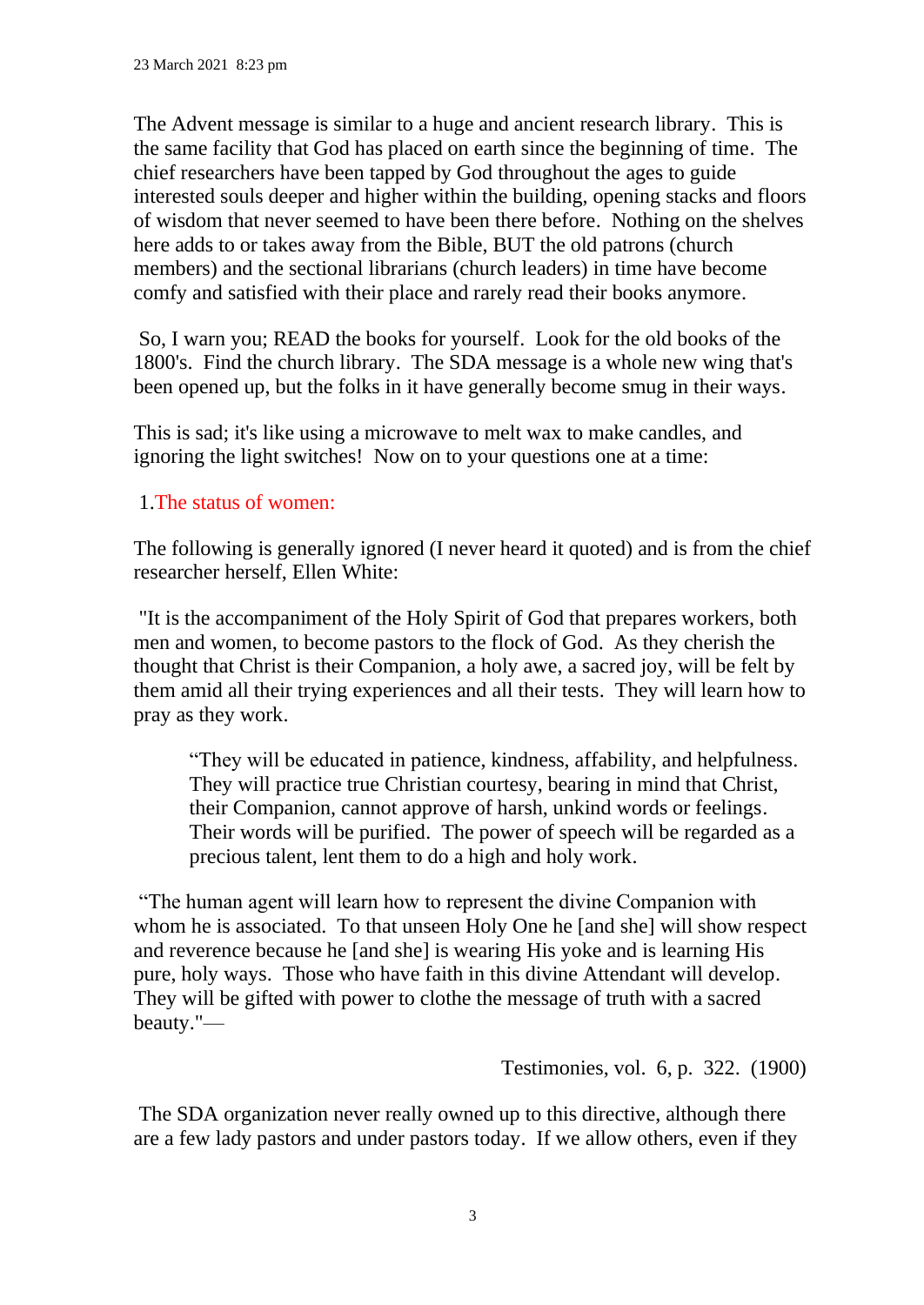23 March 2021 8:23 pm

The Advent message is similar to a huge and ancient research library. This is the same facility that God has placed on earth since the beginning of time. The chief researchers have been tapped by God throughout the ages to guide interested souls deeper and higher within the building, opening stacks and floors of wisdom that never seemed to have been there before. Nothing on the shelves here adds to or takes away from the Bible, BUT the old patrons (church members) and the sectional librarians (church leaders) in time have become comfy and satisfied with their place and rarely read their books anymore.

So, I warn you; READ the books for yourself. Look for the old books of the 1800's. Find the church library. The SDA message is a whole new wing that's been opened up, but the folks in it have generally become smug in their ways.

This is sad; it's like using a microwave to melt wax to make candles, and ignoring the light switches! Now on to your questions one at a time:

1. The status of women:

The following is generally ignored (I never heard it quoted) and is from the chief researcher herself, Ellen White:

"It is the accompaniment of the Holy Spirit of God that prepares workers, both men and women, to become pastors to the flock of God. As they cherish the thought that Christ is their Companion, a holy awe, a sacred joy, will be felt by them amid all their trying experiences and all their tests. They will learn how to pray as they work.

> "They will be educated in patience, kindness, affability, and helpfulness. They will practice true Christian courtesy, bearing in mind that Christ, their Companion, cannot approve of harsh, unkind words or feelings. Their words will be purified. The power of speech will be regarded as a precious talent, lent them to do a high and holy work.

"The human agent will learn how to represent the divine Companion with whom he is associated. To that unseen Holy One he [and she] will show respect and reverence because he [and she] is wearing His yoke and is learning His pure, holy ways. Those who have faith in this divine Attendant will develop. They will be gifted with power to clothe the message of truth with a sacred beauty."—

Testimonies, vol. 6, p. 322. (1900)

The SDA organization never really owned up to this directive, although there are a few lady pastors and under pastors today. If we allow others, even if they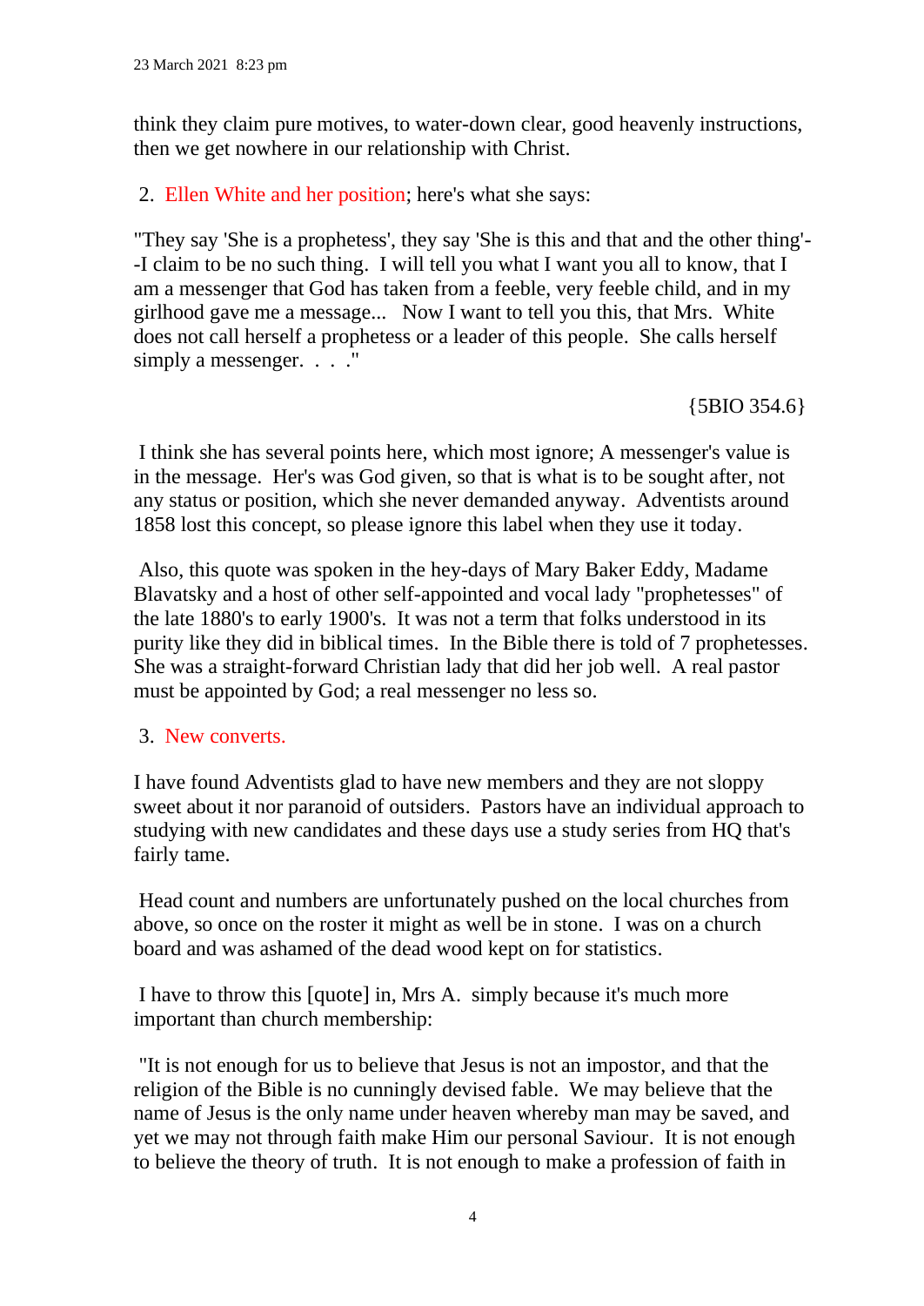think they claim pure motives, to water-down clear, good heavenly instructions, then we get nowhere in our relationship with Christ.

2. Ellen White and her position; here's what she says:

"They say 'She is a prophetess', they say 'She is this and that and the other thing'--I claim to be no such thing. I will tell you what I want you all to know, that I am a messenger that God has taken from a feeble, very feeble child, and in my girlhood gave me a message... Now I want to tell you this, that Mrs. White does not call herself a prophetess or a leader of this people. She calls herself simply a messenger. . . ."

{5BIO 354.6}

I think she has several points here, which most ignore; A messenger's value is in the message. Her's was God given, so that is what is to be sought after, not any status or position, which she never demanded anyway. Adventists around 1858 lost this concept, so please ignore this label when they use it today.

Also, this quote was spoken in the hey-days of Mary Baker Eddy, Madame Blavatsky and a host of other self-appointed and vocal lady "prophetesses" of the late 1880's to early 1900's. It was not a term that folks understood in its purity like they did in biblical times. In the Bible there is told of 7 prophetesses. She was a straight-forward Christian lady that did her job well. A real pastor must be appointed by God; a real messenger no less so.

3. New converts.

I have found Adventists glad to have new members and they are not sloppy sweet about it nor paranoid of outsiders. Pastors have an individual approach to studying with new candidates and these days use a study series from HQ that's fairly tame.

Head count and numbers are unfortunately pushed on the local churches from above, so once on the roster it might as well be in stone. I was on a church board and was ashamed of the dead wood kept on for statistics.

I have to throw this [quote] in, Mrs A. simply because it's much more important than church membership:

"It is not enough for us to believe that Jesus is not an impostor, and that the religion of the Bible is no cunningly devised fable. We may believe that the name of Jesus is the only name under heaven whereby man may be saved, and yet we may not through faith make Him our personal Saviour. It is not enough to believe the theory of truth. It is not enough to make a profession of faith in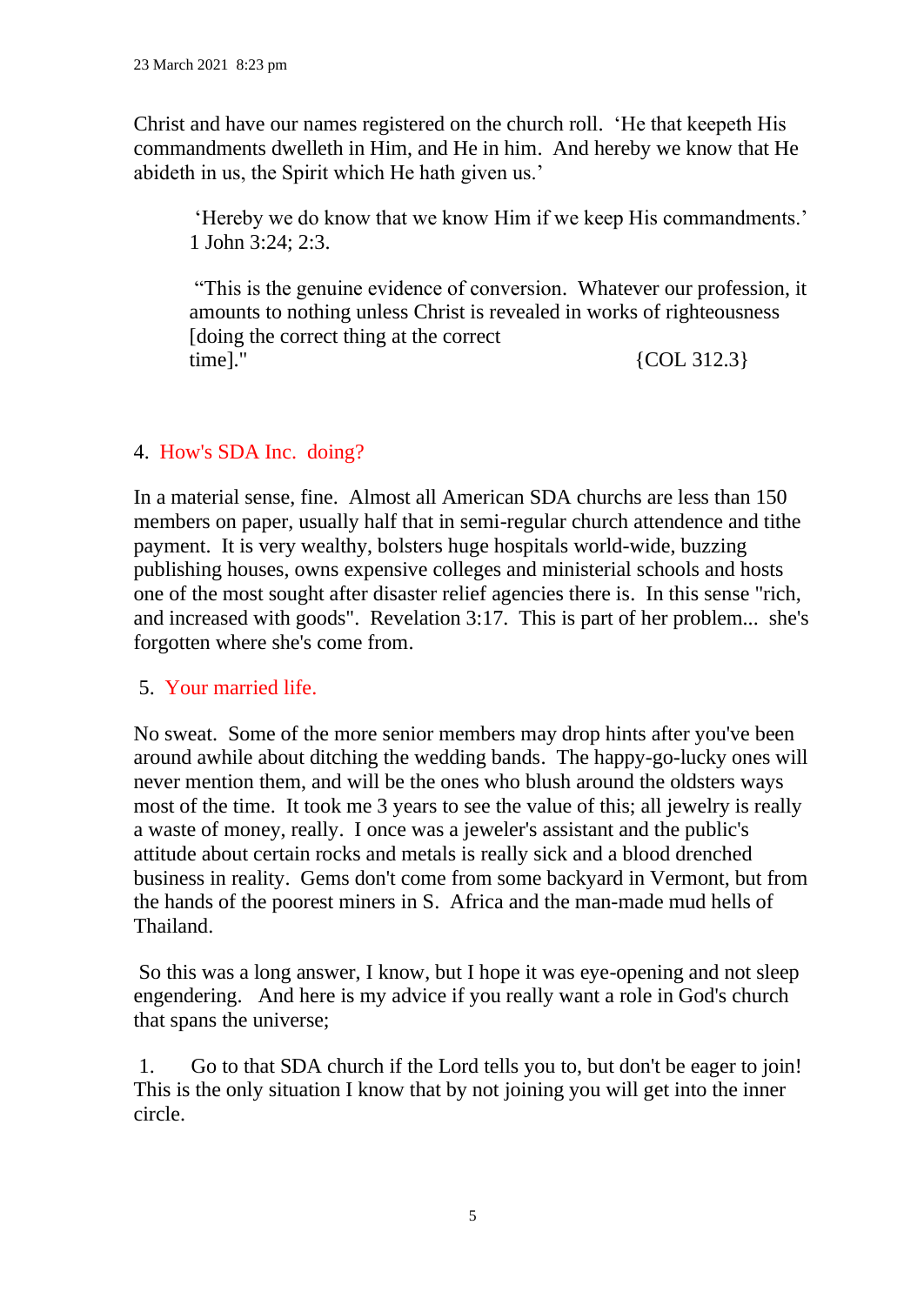Christ and have our names registered on the church roll. 'He that keepeth His commandments dwelleth in Him, and He in him. And hereby we know that He abideth in us, the Spirit which He hath given us.'

> 'Hereby we do know that we know Him if we keep His commandments.' 1 John 3:24; 2:3.
>
> "This is the genuine evidence of conversion. Whatever our profession, it amounts to nothing unless Christ is revealed in works of righteousness [doing the correct thing at the correct time]." {COL 312.3}

4. How's SDA Inc. doing?

In a material sense, fine. Almost all American SDA churchs are less than 150 members on paper, usually half that in semi-regular church attendence and tithe payment. It is very wealthy, bolsters huge hospitals world-wide, buzzing publishing houses, owns expensive colleges and ministerial schools and hosts one of the most sought after disaster relief agencies there is. In this sense "rich, and increased with goods". Revelation 3:17. This is part of her problem... she's forgotten where she's come from.

5. Your married life.

No sweat. Some of the more senior members may drop hints after you've been around awhile about ditching the wedding bands. The happy-go-lucky ones will never mention them, and will be the ones who blush around the oldsters ways most of the time. It took me 3 years to see the value of this; all jewelry is really a waste of money, really. I once was a jeweler's assistant and the public's attitude about certain rocks and metals is really sick and a blood drenched business in reality. Gems don't come from some backyard in Vermont, but from the hands of the poorest miners in S. Africa and the man-made mud hells of Thailand.

So this was a long answer, I know, but I hope it was eye-opening and not sleep engendering. And here is my advice if you really want a role in God's church that spans the universe;

1. Go to that SDA church if the Lord tells you to, but don't be eager to join! This is the only situation I know that by not joining you will get into the inner circle.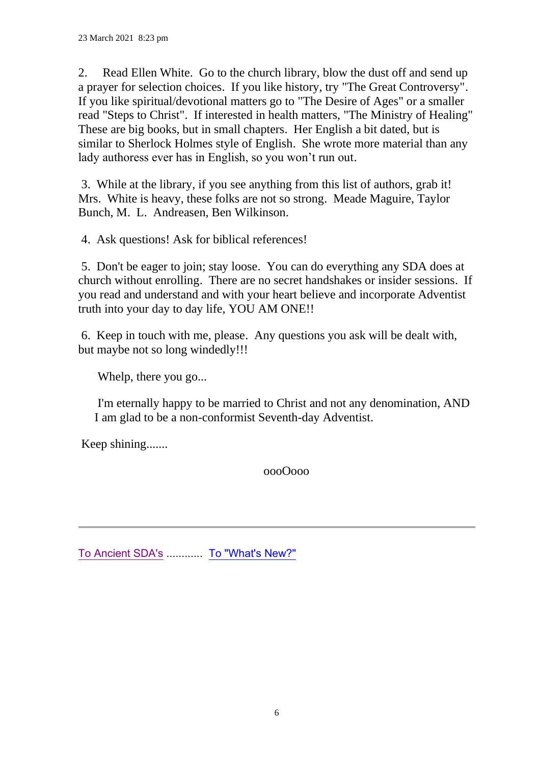23 March 2021 8:23 pm

2. Read Ellen White. Go to the church library, blow the dust off and send up a prayer for selection choices. If you like history, try "The Great Controversy". If you like spiritual/devotional matters go to "The Desire of Ages" or a smaller read "Steps to Christ". If interested in health matters, "The Ministry of Healing" These are big books, but in small chapters. Her English a bit dated, but is similar to Sherlock Holmes style of English. She wrote more material than any lady authoress ever has in English, so you won't run out.

3. While at the library, if you see anything from this list of authors, grab it! Mrs. White is heavy, these folks are not so strong. Meade Maguire, Taylor Bunch, M. L. Andreasen, Ben Wilkinson.

4. Ask questions! Ask for biblical references!

5. Don't be eager to join; stay loose. You can do everything any SDA does at church without enrolling. There are no secret handshakes or insider sessions. If you read and understand and with your heart believe and incorporate Adventist truth into your day to day life, YOU AM ONE!!

6. Keep in touch with me, please. Any questions you ask will be dealt with, but maybe not so long windedly!!!

Whelp, there you go...

I'm eternally happy to be married to Christ and not any denomination, AND I am glad to be a non-conformist Seventh-day Adventist.

Keep shining.......

oooOooo

---

To Ancient SDA's ............ To "What's New?"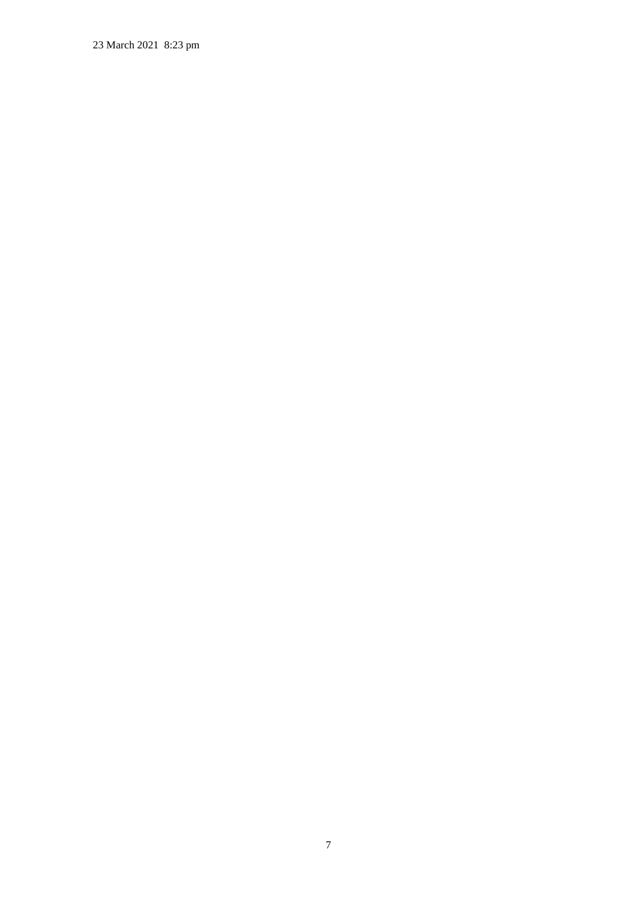23 March 2021 8:23 pm